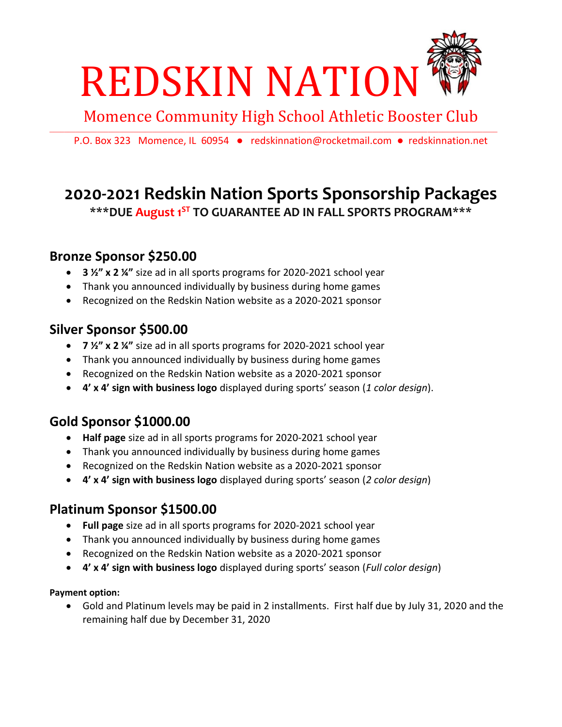# REDSKIN NATION

Momence Community High School Athletic Booster Club

P.O. Box 323 Momence, IL 60954 ● redskinnation@rocketmail.com ● redskinnation.net

## 2020-2021 Redskin Nation Sports Sponsorship Packages

**\*\*\*DUE August 1ST TO GUARANTEE AD IN FALL SPORTS PROGRAM\*\*\***

### Bronze Sponsor $250.00

- **3 ½" x 2 ¼"** size ad in all sports programs for 2020-2021 school year
- Thank you announced individually by business during home games
- Recognized on the Redskin Nation website as a 2020-2021 sponsor

### Silver Sponsor $500.00

- **7 ½" x 2 ¼"** size ad in all sports programs for 2020-2021 school year
- Thank you announced individually by business during home games
- Recognized on the Redskin Nation website as a 2020-2021 sponsor
- **4' x 4' sign with business logo** displayed during sports' season (*1 color design*).

### Gold Sponsor $1000.00

- **Half page** size ad in all sports programs for 2020-2021 school year
- Thank you announced individually by business during home games
- Recognized on the Redskin Nation website as a 2020-2021 sponsor
- **4' x 4' sign with business logo** displayed during sports' season (*2 color design*)

### Platinum Sponsor $1500.00

- **Full page** size ad in all sports programs for 2020-2021 school year
- Thank you announced individually by business during home games
- Recognized on the Redskin Nation website as a 2020-2021 sponsor
- **4' x 4' sign with business logo** displayed during sports' season (*Full color design*)

**Payment option:**

- Gold and Platinum levels may be paid in 2 installments. First half due by July 31, 2020 and the remaining half due by December 31, 2020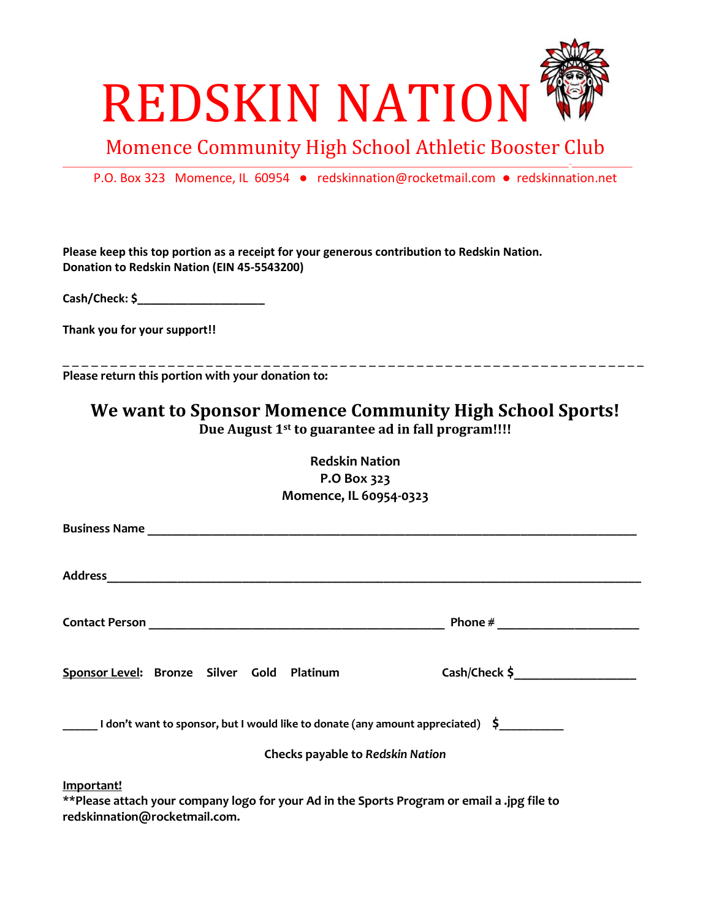# REDSKIN NATION

Momence Community High School Athletic Booster Club

P.O. Box 323 Momence, IL 60954 ● redskinnation@rocketmail.com ● redskinnation.net

**Please keep this top portion as a receipt for your generous contribution to Redskin Nation.**
**Donation to Redskin Nation (EIN 45-5543200)**

**Cash/Check: $___________________**

**Thank you for your support!!**

- - - - - - - - - - - - - - - - - - - - - - - - - - - - - - - - - - - - - - - - - - - - - - - - - - - - - - - - - - - - - - - -

**Please return this portion with your donation to:**

## We want to Sponsor Momence Community High School Sports!

**Due August 1st to guarantee ad in fall program!!!!**

**Redskin Nation**
**P.O Box 323**
**Momence, IL 60954-0323**

**Business Name** ______________________________________________________________________

**Address**_________________________________________________________________________

**Contact Person** ____________________________________________ **Phone #** _____________________

**Sponsor Level**: **Bronze** **Silver** **Gold** **Platinum** **Cash/Check $**__________________

**______ I don't want to sponsor, but I would like to donate (any amount appreciated) $__________**

**Checks payable to *Redskin Nation***

**Important!**

**\*\*Please attach your company logo for your Ad in the Sports Program or email a .jpg file to redskinnation@rocketmail.com.**